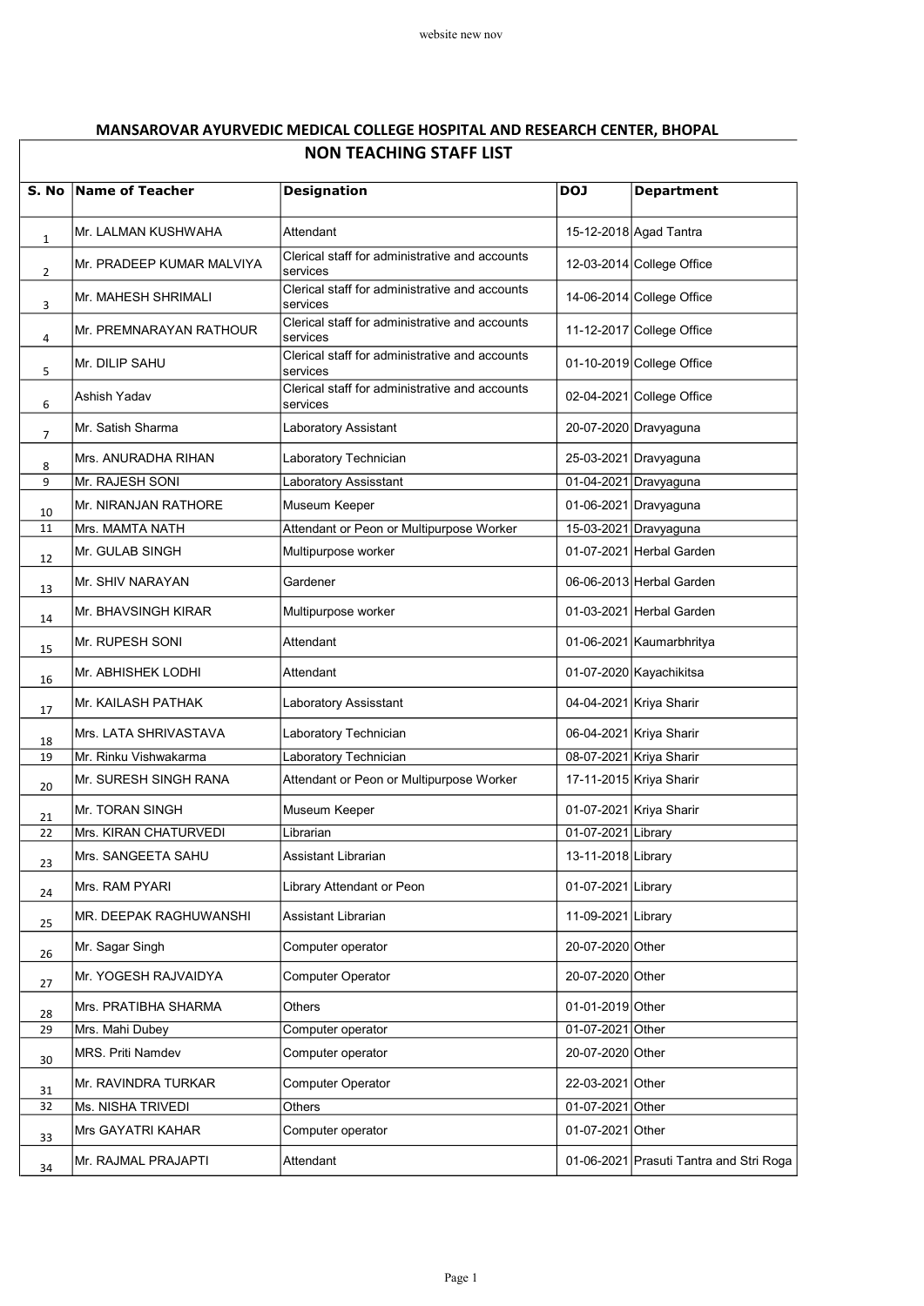## MANSAROVAR AYURVEDIC MEDICAL COLLEGE HOSPITAL AND RESEARCH CENTER, BHOPAL

## NON TEACHING STAFF LIST

| S. No | Name of Teacher | Designation | DOJ | Department |
|---|---|---|---|---|
| 1 | Mr. LALMAN KUSHWAHA | Attendant | 15-12-2018 | Agad Tantra |
| 2 | Mr. PRADEEP KUMAR MALVIYA | Clerical staff for administrative and accounts services | 12-03-2014 | College Office |
| 3 | Mr. MAHESH SHRIMALI | Clerical staff for administrative and accounts services | 14-06-2014 | College Office |
| 4 | Mr. PREMNARAYAN RATHOUR | Clerical staff for administrative and accounts services | 11-12-2017 | College Office |
| 5 | Mr. DILIP SAHU | Clerical staff for administrative and accounts services | 01-10-2019 | College Office |
| 6 | Ashish Yadav | Clerical staff for administrative and accounts services | 02-04-2021 | College Office |
| 7 | Mr. Satish Sharma | Laboratory Assistant | 20-07-2020 | Dravyaguna |
| 8 | Mrs. ANURADHA RIHAN | Laboratory Technician | 25-03-2021 | Dravyaguna |
| 9 | Mr. RAJESH SONI | Laboratory Assisstant | 01-04-2021 | Dravyaguna |
| 10 | Mr. NIRANJAN RATHORE | Museum Keeper | 01-06-2021 | Dravyaguna |
| 11 | Mrs. MAMTA NATH | Attendant or Peon or Multipurpose Worker | 15-03-2021 | Dravyaguna |
| 12 | Mr. GULAB SINGH | Multipurpose worker | 01-07-2021 | Herbal Garden |
| 13 | Mr. SHIV NARAYAN | Gardener | 06-06-2013 | Herbal Garden |
| 14 | Mr. BHAVSINGH KIRAR | Multipurpose worker | 01-03-2021 | Herbal Garden |
| 15 | Mr. RUPESH SONI | Attendant | 01-06-2021 | Kaumarbhritya |
| 16 | Mr. ABHISHEK LODHI | Attendant | 01-07-2020 | Kayachikitsa |
| 17 | Mr. KAILASH PATHAK | Laboratory Assisstant | 04-04-2021 | Kriya Sharir |
| 18 | Mrs. LATA SHRIVASTAVA | Laboratory Technician | 06-04-2021 | Kriya Sharir |
| 19 | Mr. Rinku Vishwakarma | Laboratory Technician | 08-07-2021 | Kriya Sharir |
| 20 | Mr. SURESH SINGH RANA | Attendant or Peon or Multipurpose Worker | 17-11-2015 | Kriya Sharir |
| 21 | Mr. TORAN SINGH | Museum Keeper | 01-07-2021 | Kriya Sharir |
| 22 | Mrs. KIRAN CHATURVEDI | Librarian | 01-07-2021 | Library |
| 23 | Mrs. SANGEETA SAHU | Assistant Librarian | 13-11-2018 | Library |
| 24 | Mrs. RAM PYARI | Library Attendant or Peon | 01-07-2021 | Library |
| 25 | MR. DEEPAK RAGHUWANSHI | Assistant Librarian | 11-09-2021 | Library |
| 26 | Mr. Sagar Singh | Computer operator | 20-07-2020 | Other |
| 27 | Mr. YOGESH RAJVAIDYA | Computer Operator | 20-07-2020 | Other |
| 28 | Mrs. PRATIBHA SHARMA | Others | 01-01-2019 | Other |
| 29 | Mrs. Mahi Dubey | Computer operator | 01-07-2021 | Other |
| 30 | MRS. Priti Namdev | Computer operator | 20-07-2020 | Other |
| 31 | Mr. RAVINDRA TURKAR | Computer Operator | 22-03-2021 | Other |
| 32 | Ms. NISHA TRIVEDI | Others | 01-07-2021 | Other |
| 33 | Mrs GAYATRI KAHAR | Computer operator | 01-07-2021 | Other |
| 34 | Mr. RAJMAL PRAJAPTI | Attendant | 01-06-2021 | Prasuti Tantra and Stri Roga |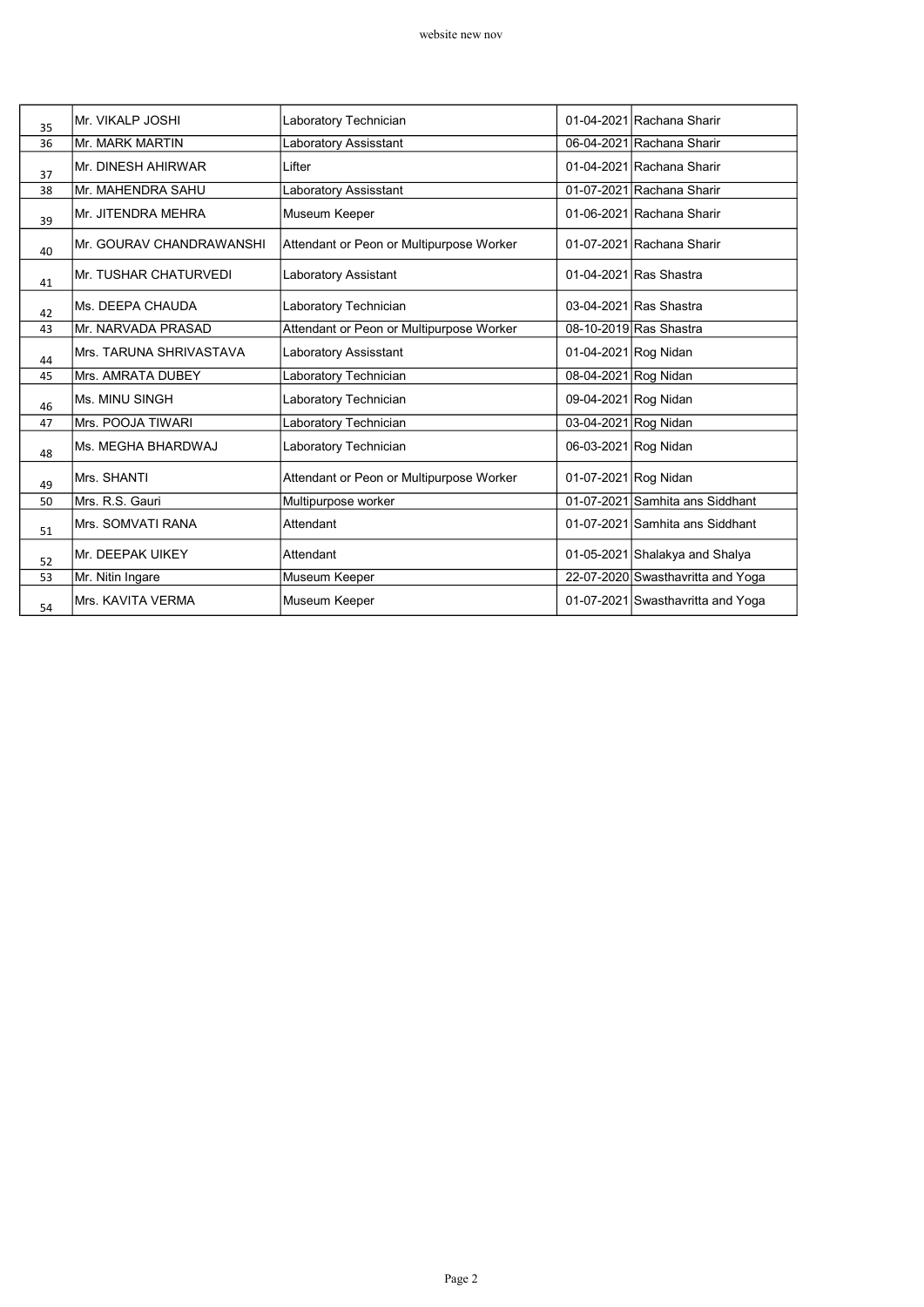| | | | | |
|---|---|---|---|---|
| 35 | Mr. VIKALP JOSHI | Laboratory Technician | 01-04-2021 | Rachana Sharir |
| 36 | Mr. MARK MARTIN | Laboratory Assisstant | 06-04-2021 | Rachana Sharir |
| 37 | Mr. DINESH AHIRWAR | Lifter | 01-04-2021 | Rachana Sharir |
| 38 | Mr. MAHENDRA SAHU | Laboratory Assisstant | 01-07-2021 | Rachana Sharir |
| 39 | Mr. JITENDRA MEHRA | Museum Keeper | 01-06-2021 | Rachana Sharir |
| 40 | Mr. GOURAV CHANDRAWANSHI | Attendant or Peon or Multipurpose Worker | 01-07-2021 | Rachana Sharir |
| 41 | Mr. TUSHAR CHATURVEDI | Laboratory Assistant | 01-04-2021 | Ras Shastra |
| 42 | Ms. DEEPA CHAUDA | Laboratory Technician | 03-04-2021 | Ras Shastra |
| 43 | Mr. NARVADA PRASAD | Attendant or Peon or Multipurpose Worker | 08-10-2019 | Ras Shastra |
| 44 | Mrs. TARUNA SHRIVASTAVA | Laboratory Assisstant | 01-04-2021 | Rog Nidan |
| 45 | Mrs. AMRATA DUBEY | Laboratory Technician | 08-04-2021 | Rog Nidan |
| 46 | Ms. MINU SINGH | Laboratory Technician | 09-04-2021 | Rog Nidan |
| 47 | Mrs. POOJA TIWARI | Laboratory Technician | 03-04-2021 | Rog Nidan |
| 48 | Ms. MEGHA BHARDWAJ | Laboratory Technician | 06-03-2021 | Rog Nidan |
| 49 | Mrs. SHANTI | Attendant or Peon or Multipurpose Worker | 01-07-2021 | Rog Nidan |
| 50 | Mrs. R.S. Gauri | Multipurpose worker | 01-07-2021 | Samhita ans Siddhant |
| 51 | Mrs. SOMVATI RANA | Attendant | 01-07-2021 | Samhita ans Siddhant |
| 52 | Mr. DEEPAK UIKEY | Attendant | 01-05-2021 | Shalakya and Shalya |
| 53 | Mr. Nitin Ingare | Museum Keeper | 22-07-2020 | Swasthavritta and Yoga |
| 54 | Mrs. KAVITA VERMA | Museum Keeper | 01-07-2021 | Swasthavritta and Yoga |